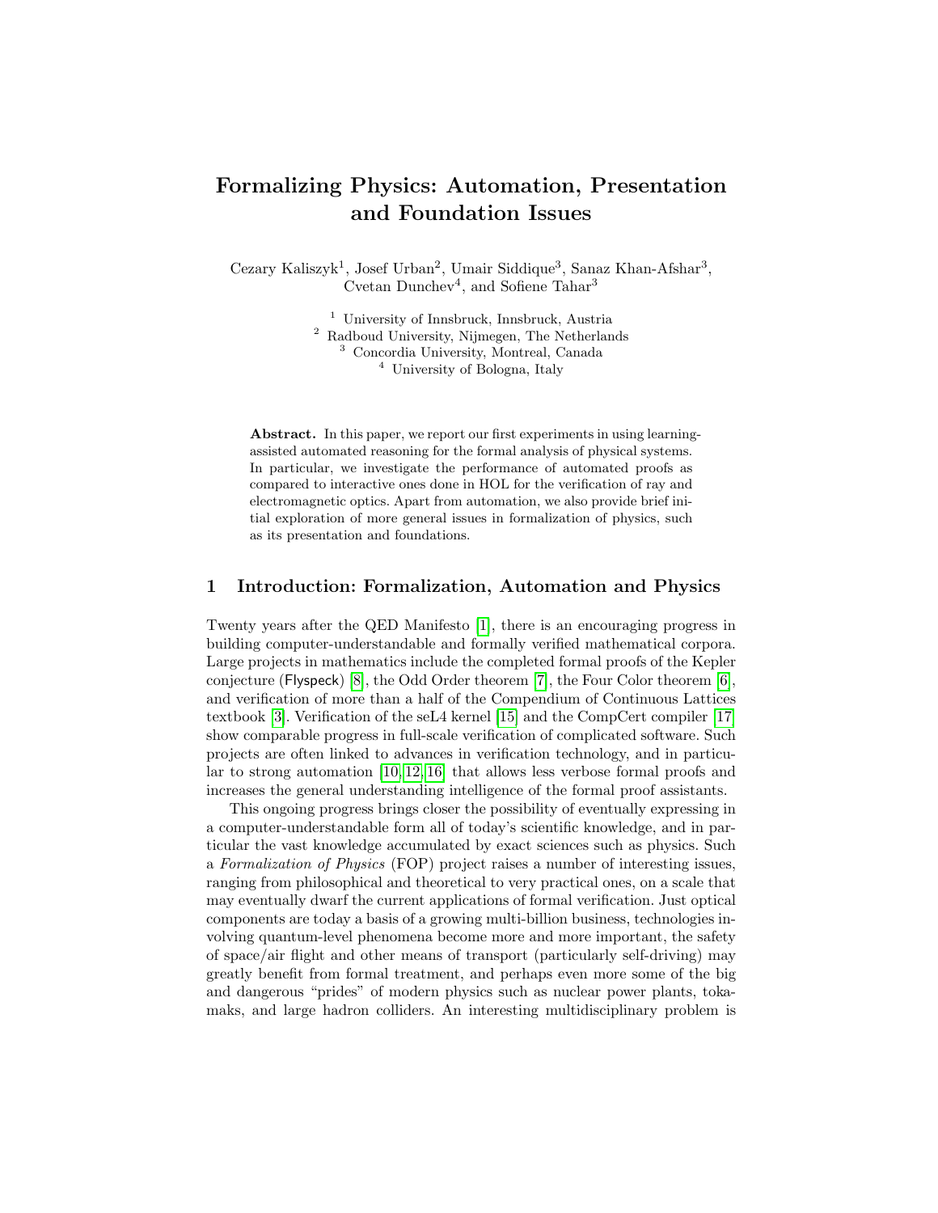# Formalizing Physics: Automation, Presentation and Foundation Issues

Cezary Kaliszyk[1], Josef Urban[2], Umair Siddique[3], Sanaz Khan-Afshar[3], Cvetan Dunchev[4], and Sofiene Tahar[3]

[1] University of Innsbruck, Innsbruck, Austria
[2] Radboud University, Nijmegen, The Netherlands
[3] Concordia University, Montreal, Canada
[4] University of Bologna, Italy

**Abstract.** In this paper, we report our first experiments in using learning-assisted automated reasoning for the formal analysis of physical systems. In particular, we investigate the performance of automated proofs as compared to interactive ones done in HOL for the verification of ray and electromagnetic optics. Apart from automation, we also provide brief initial exploration of more general issues in formalization of physics, such as its presentation and foundations.

## 1 Introduction: Formalization, Automation and Physics

Twenty years after the QED Manifesto [1], there is an encouraging progress in building computer-understandable and formally verified mathematical corpora. Large projects in mathematics include the completed formal proofs of the Kepler conjecture (Flyspeck) [8], the Odd Order theorem [7], the Four Color theorem [6], and verification of more than a half of the Compendium of Continuous Lattices textbook [3]. Verification of the seL4 kernel [15] and the CompCert compiler [17] show comparable progress in full-scale verification of complicated software. Such projects are often linked to advances in verification technology, and in particular to strong automation [10,12,16] that allows less verbose formal proofs and increases the general understanding intelligence of the formal proof assistants.

This ongoing progress brings closer the possibility of eventually expressing in a computer-understandable form all of today's scientific knowledge, and in particular the vast knowledge accumulated by exact sciences such as physics. Such a *Formalization of Physics* (FOP) project raises a number of interesting issues, ranging from philosophical and theoretical to very practical ones, on a scale that may eventually dwarf the current applications of formal verification. Just optical components are today a basis of a growing multi-billion business, technologies involving quantum-level phenomena become more and more important, the safety of space/air flight and other means of transport (particularly self-driving) may greatly benefit from formal treatment, and perhaps even more some of the big and dangerous "prides" of modern physics such as nuclear power plants, tokamaks, and large hadron colliders. An interesting multidisciplinary problem is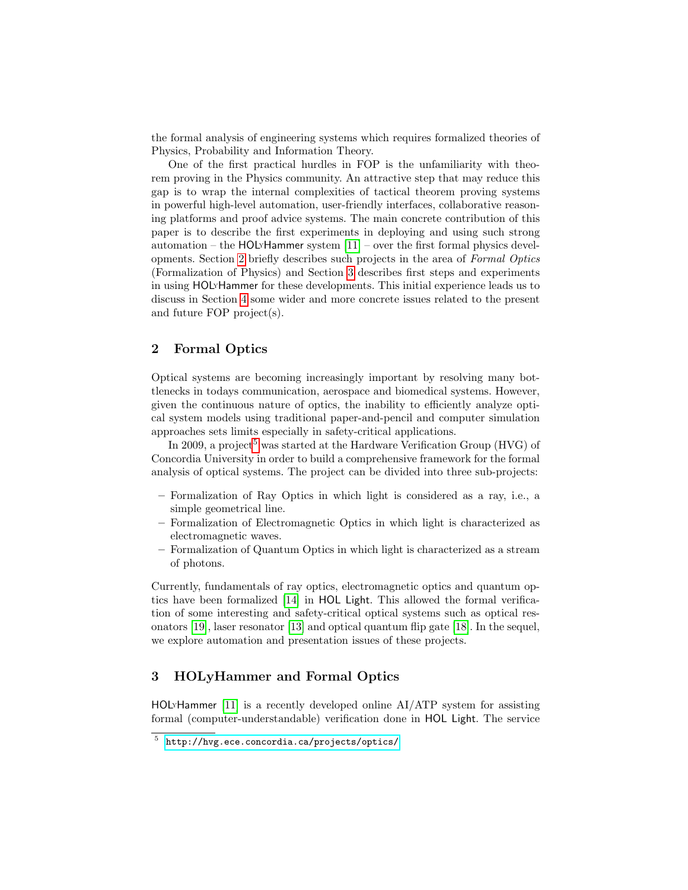the formal analysis of engineering systems which requires formalized theories of Physics, Probability and Information Theory.

One of the first practical hurdles in FOP is the unfamiliarity with theorem proving in the Physics community. An attractive step that may reduce this gap is to wrap the internal complexities of tactical theorem proving systems in powerful high-level automation, user-friendly interfaces, collaborative reasoning platforms and proof advice systems. The main concrete contribution of this paper is to describe the first experiments in deploying and using such strong automation – the HOLyHammer system [11] – over the first formal physics developments. Section 2 briefly describes such projects in the area of *Formal Optics* (Formalization of Physics) and Section 3 describes first steps and experiments in using HOLyHammer for these developments. This initial experience leads us to discuss in Section 4 some wider and more concrete issues related to the present and future FOP project(s).

## 2 Formal Optics

Optical systems are becoming increasingly important by resolving many bottlenecks in todays communication, aerospace and biomedical systems. However, given the continuous nature of optics, the inability to efficiently analyze optical system models using traditional paper-and-pencil and computer simulation approaches sets limits especially in safety-critical applications.

In 2009, a project[5] was started at the Hardware Verification Group (HVG) of Concordia University in order to build a comprehensive framework for the formal analysis of optical systems. The project can be divided into three sub-projects:

- Formalization of Ray Optics in which light is considered as a ray, i.e., a simple geometrical line.
- Formalization of Electromagnetic Optics in which light is characterized as electromagnetic waves.
- Formalization of Quantum Optics in which light is characterized as a stream of photons.

Currently, fundamentals of ray optics, electromagnetic optics and quantum optics have been formalized [14] in HOL Light. This allowed the formal verification of some interesting and safety-critical optical systems such as optical resonators [19], laser resonator [13] and optical quantum flip gate [18]. In the sequel, we explore automation and presentation issues of these projects.

## 3 HOLyHammer and Formal Optics

HOLyHammer [11] is a recently developed online AI/ATP system for assisting formal (computer-understandable) verification done in HOL Light. The service

[5] http://hvg.ece.concordia.ca/projects/optics/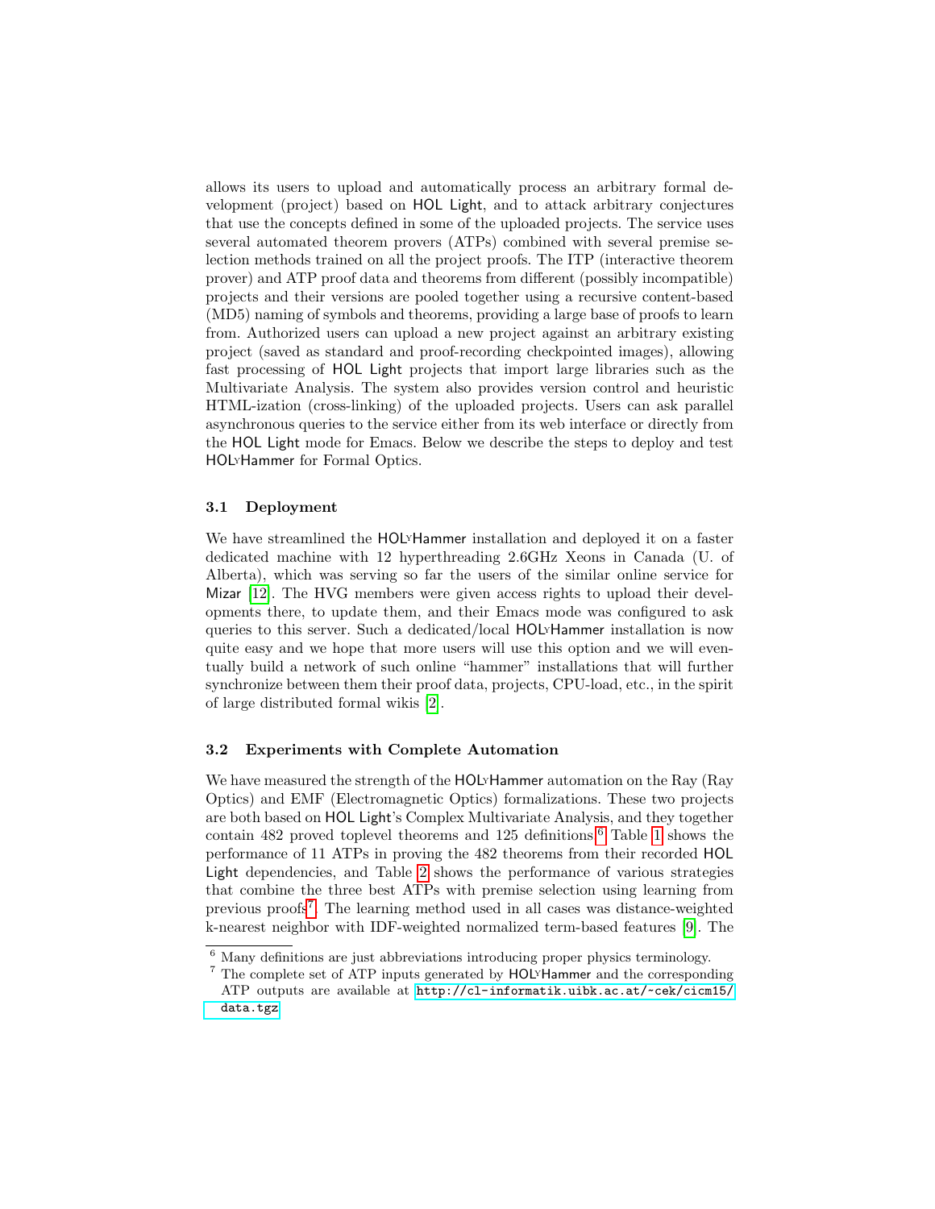allows its users to upload and automatically process an arbitrary formal development (project) based on HOL Light, and to attack arbitrary conjectures that use the concepts defined in some of the uploaded projects. The service uses several automated theorem provers (ATPs) combined with several premise selection methods trained on all the project proofs. The ITP (interactive theorem prover) and ATP proof data and theorems from different (possibly incompatible) projects and their versions are pooled together using a recursive content-based (MD5) naming of symbols and theorems, providing a large base of proofs to learn from. Authorized users can upload a new project against an arbitrary existing project (saved as standard and proof-recording checkpointed images), allowing fast processing of HOL Light projects that import large libraries such as the Multivariate Analysis. The system also provides version control and heuristic HTML-ization (cross-linking) of the uploaded projects. Users can ask parallel asynchronous queries to the service either from its web interface or directly from the HOL Light mode for Emacs. Below we describe the steps to deploy and test HOLyHammer for Formal Optics.

### 3.1 Deployment

We have streamlined the HOLyHammer installation and deployed it on a faster dedicated machine with 12 hyperthreading 2.6GHz Xeons in Canada (U. of Alberta), which was serving so far the users of the similar online service for Mizar [12]. The HVG members were given access rights to upload their developments there, to update them, and their Emacs mode was configured to ask queries to this server. Such a dedicated/local HOLyHammer installation is now quite easy and we hope that more users will use this option and we will eventually build a network of such online "hammer" installations that will further synchronize between them their proof data, projects, CPU-load, etc., in the spirit of large distributed formal wikis [2].

### 3.2 Experiments with Complete Automation

We have measured the strength of the HOLyHammer automation on the Ray (Ray Optics) and EMF (Electromagnetic Optics) formalizations. These two projects are both based on HOL Light's Complex Multivariate Analysis, and they together contain 482 proved toplevel theorems and 125 definitions.[6] Table 1 shows the performance of 11 ATPs in proving the 482 theorems from their recorded HOL Light dependencies, and Table 2 shows the performance of various strategies that combine the three best ATPs with premise selection using learning from previous proofs[7]. The learning method used in all cases was distance-weighted k-nearest neighbor with IDF-weighted normalized term-based features [9]. The

---

[6] Many definitions are just abbreviations introducing proper physics terminology.

[7] The complete set of ATP inputs generated by HOLyHammer and the corresponding ATP outputs are available at http://cl-informatik.uibk.ac.at/~cek/cicm15/data.tgz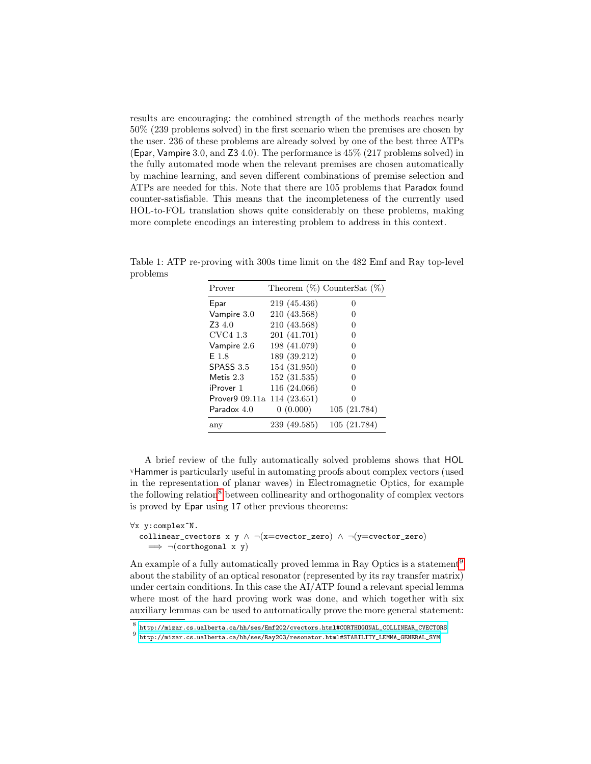results are encouraging: the combined strength of the methods reaches nearly 50% (239 problems solved) in the first scenario when the premises are chosen by the user. 236 of these problems are already solved by one of the best three ATPs (Epar, Vampire 3.0, and Z3 4.0). The performance is 45% (217 problems solved) in the fully automated mode when the relevant premises are chosen automatically by machine learning, and seven different combinations of premise selection and ATPs are needed for this. Note that there are 105 problems that Paradox found counter-satisfiable. This means that the incompleteness of the currently used HOL-to-FOL translation shows quite considerably on these problems, making more complete encodings an interesting problem to address in this context.

Table 1: ATP re-proving with 300s time limit on the 482 Emf and Ray top-level problems

| Prover | Theorem (%) | CounterSat (%) |
|---|---|---|
| Epar | 219 (45.436) | 0 |
| Vampire 3.0 | 210 (43.568) | 0 |
| Z3 4.0 | 210 (43.568) | 0 |
| CVC4 1.3 | 201 (41.701) | 0 |
| Vampire 2.6 | 198 (41.079) | 0 |
| E 1.8 | 189 (39.212) | 0 |
| SPASS 3.5 | 154 (31.950) | 0 |
| Metis 2.3 | 152 (31.535) | 0 |
| iProver 1 | 116 (24.066) | 0 |
| Prover9 09.11a | 114 (23.651) | 0 |
| Paradox 4.0 | 0 (0.000) | 105 (21.784) |
| any | 239 (49.585) | 105 (21.784) |

A brief review of the fully automatically solved problems shows that HOL(y)Hammer is particularly useful in automating proofs about complex vectors (used in the representation of planar waves) in Electromagnetic Optics, for example the following relation[8] between collinearity and orthogonality of complex vectors is proved by Epar using 17 other previous theorems:

```
∀x y:complex^N.
  collinear_cvectors x y ∧ ¬(x=cvector_zero) ∧ ¬(y=cvector_zero)
    ⟹ ¬(corthogonal x y)
```

An example of a fully automatically proved lemma in Ray Optics is a statement[9] about the stability of an optical resonator (represented by its ray transfer matrix) under certain conditions. In this case the AI/ATP found a relevant special lemma where most of the hard proving work was done, and which together with six auxiliary lemmas can be used to automatically prove the more general statement:

[8] http://mizar.cs.ualberta.ca/hh/ses/Emf202/cvectors.html#CORTHOGONAL_COLLINEAR_CVECTORS

[9] http://mizar.cs.ualberta.ca/hh/ses/Ray203/resonator.html#STABILITY_LEMMA_GENERAL_SYM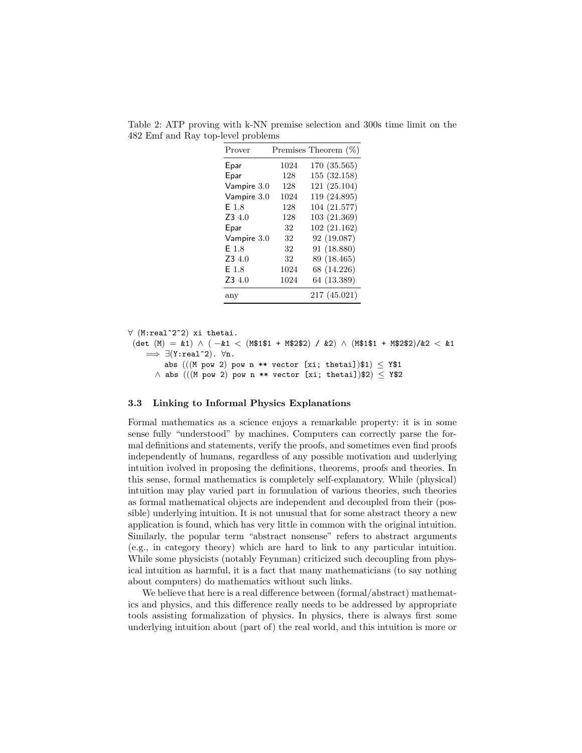Table 2: ATP proving with k-NN premise selection and 300s time limit on the 482 Emf and Ray top-level problems

| Prover | Premises | Theorem (%) |
|---|---|---|
| Epar | 1024 | 170 (35.565) |
| Epar | 128 | 155 (32.158) |
| Vampire 3.0 | 128 | 121 (25.104) |
| Vampire 3.0 | 1024 | 119 (24.895) |
| E 1.8 | 128 | 104 (21.577) |
| Z3 4.0 | 128 | 103 (21.369) |
| Epar | 32 | 102 (21.162) |
| Vampire 3.0 | 32 | 92 (19.087) |
| E 1.8 | 32 | 91 (18.880) |
| Z3 4.0 | 32 | 89 (18.465) |
| E 1.8 | 1024 | 68 (14.226) |
| Z3 4.0 | 1024 | 64 (13.389) |
| any | | 217 (45.021) |

```
∀ (M:real^2^2) xi thetai.
 (det (M) = &1) ∧ ( −&1 < (M$1$1 + M$2$2) / &2) ∧ (M$1$1 + M$2$2)/&2 < &1
    ⟹ ∃(Y:real^2). ∀n.
        abs (((M pow 2) pow n ** vector [xi; thetai])$1) ≤ Y$1
      ∧ abs (((M pow 2) pow n ** vector [xi; thetai])$2) ≤ Y$2
```

### 3.3 Linking to Informal Physics Explanations

Formal mathematics as a science enjoys a remarkable property: it is in some sense fully "understood" by machines. Computers can correctly parse the formal definitions and statements, verify the proofs, and sometimes even find proofs independently of humans, regardless of any possible motivation and underlying intuition ivolved in proposing the definitions, theorems, proofs and theories. In this sense, formal mathematics is completely self-explanatory. While (physical) intuition may play varied part in formulation of various theories, such theories as formal mathematical objects are independent and decoupled from their (possible) underlying intuition. It is not unusual that for some abstract theory a new application is found, which has very little in common with the original intuition. Similarly, the popular term "abstract nonsense" refers to abstract arguments (e.g., in category theory) which are hard to link to any particular intuition. While some physicists (notably Feynman) criticized such decoupling from physical intuition as harmful, it is a fact that many mathematicians (to say nothing about computers) do mathematics without such links.

We believe that here is a real difference between (formal/abstract) mathematics and physics, and this difference really needs to be addressed by appropriate tools assisting formalization of physics. In physics, there is always first some underlying intuition about (part of) the real world, and this intuition is more or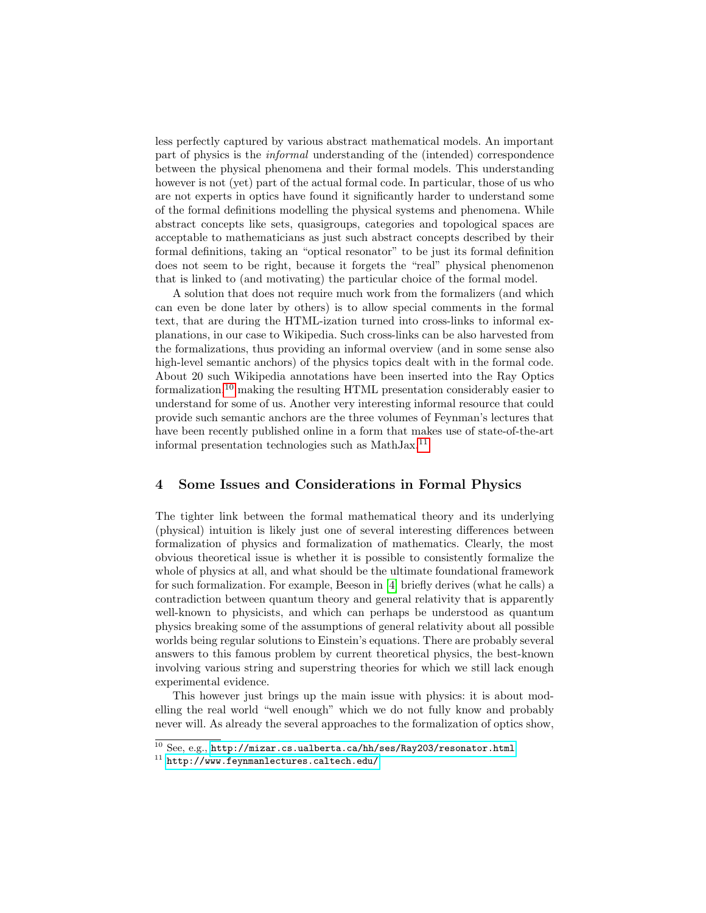less perfectly captured by various abstract mathematical models. An important part of physics is the *informal* understanding of the (intended) correspondence between the physical phenomena and their formal models. This understanding however is not (yet) part of the actual formal code. In particular, those of us who are not experts in optics have found it significantly harder to understand some of the formal definitions modelling the physical systems and phenomena. While abstract concepts like sets, quasigroups, categories and topological spaces are acceptable to mathematicians as just such abstract concepts described by their formal definitions, taking an "optical resonator" to be just its formal definition does not seem to be right, because it forgets the "real" physical phenomenon that is linked to (and motivating) the particular choice of the formal model.

A solution that does not require much work from the formalizers (and which can even be done later by others) is to allow special comments in the formal text, that are during the HTML-ization turned into cross-links to informal explanations, in our case to Wikipedia. Such cross-links can be also harvested from the formalizations, thus providing an informal overview (and in some sense also high-level semantic anchors) of the physics topics dealt with in the formal code. About 20 such Wikipedia annotations have been inserted into the Ray Optics formalization,[10] making the resulting HTML presentation considerably easier to understand for some of us. Another very interesting informal resource that could provide such semantic anchors are the three volumes of Feynman's lectures that have been recently published online in a form that makes use of state-of-the-art informal presentation technologies such as MathJax.[11]

## 4 Some Issues and Considerations in Formal Physics

The tighter link between the formal mathematical theory and its underlying (physical) intuition is likely just one of several interesting differences between formalization of physics and formalization of mathematics. Clearly, the most obvious theoretical issue is whether it is possible to consistently formalize the whole of physics at all, and what should be the ultimate foundational framework for such formalization. For example, Beeson in [4] briefly derives (what he calls) a contradiction between quantum theory and general relativity that is apparently well-known to physicists, and which can perhaps be understood as quantum physics breaking some of the assumptions of general relativity about all possible worlds being regular solutions to Einstein's equations. There are probably several answers to this famous problem by current theoretical physics, the best-known involving various string and superstring theories for which we still lack enough experimental evidence.

This however just brings up the main issue with physics: it is about modelling the real world "well enough" which we do not fully know and probably never will. As already the several approaches to the formalization of optics show,

[10] See, e.g., http://mizar.cs.ualberta.ca/hh/ses/Ray203/resonator.html

[11] http://www.feynmanlectures.caltech.edu/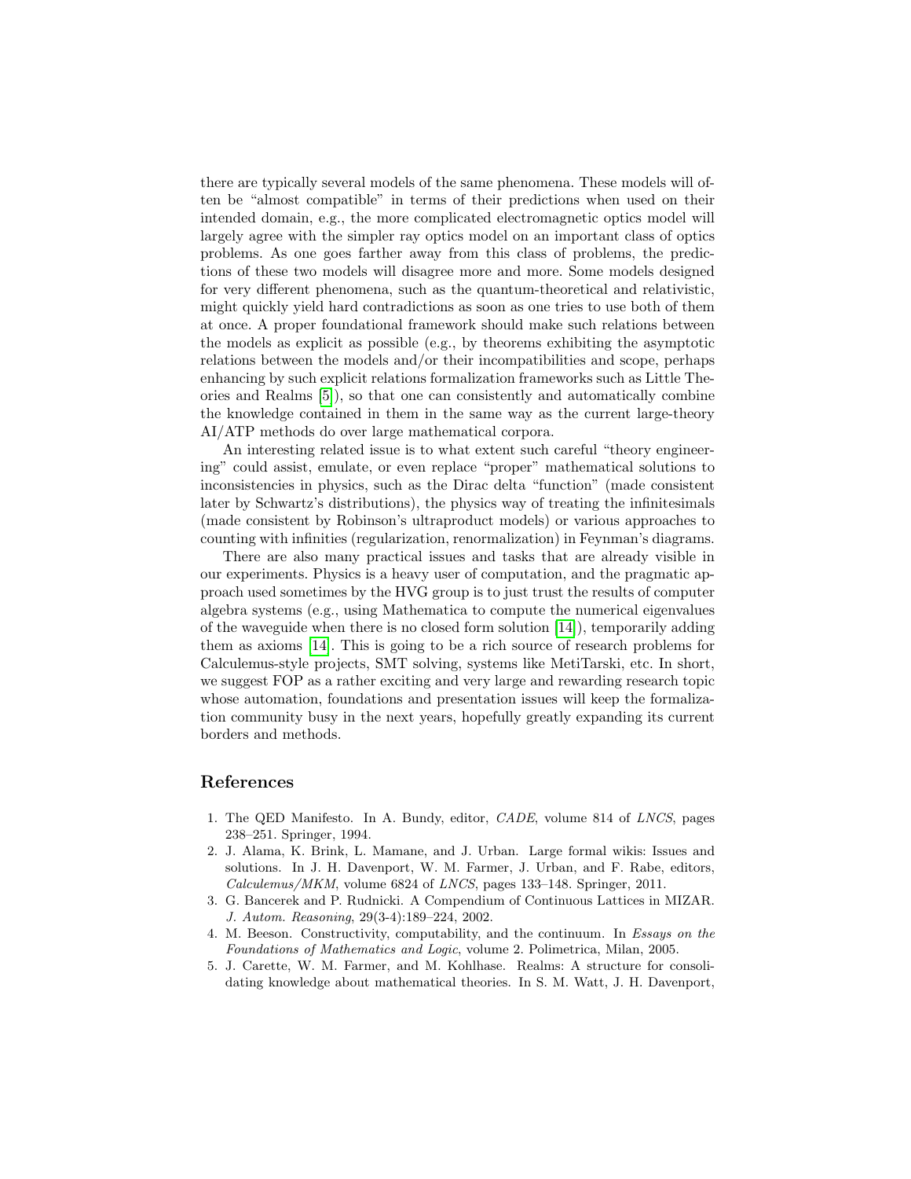there are typically several models of the same phenomena. These models will often be "almost compatible" in terms of their predictions when used on their intended domain, e.g., the more complicated electromagnetic optics model will largely agree with the simpler ray optics model on an important class of optics problems. As one goes farther away from this class of problems, the predictions of these two models will disagree more and more. Some models designed for very different phenomena, such as the quantum-theoretical and relativistic, might quickly yield hard contradictions as soon as one tries to use both of them at once. A proper foundational framework should make such relations between the models as explicit as possible (e.g., by theorems exhibiting the asymptotic relations between the models and/or their incompatibilities and scope, perhaps enhancing by such explicit relations formalization frameworks such as Little Theories and Realms [5]), so that one can consistently and automatically combine the knowledge contained in them in the same way as the current large-theory AI/ATP methods do over large mathematical corpora.

An interesting related issue is to what extent such careful "theory engineering" could assist, emulate, or even replace "proper" mathematical solutions to inconsistencies in physics, such as the Dirac delta "function" (made consistent later by Schwartz's distributions), the physics way of treating the infinitesimals (made consistent by Robinson's ultraproduct models) or various approaches to counting with infinities (regularization, renormalization) in Feynman's diagrams.

There are also many practical issues and tasks that are already visible in our experiments. Physics is a heavy user of computation, and the pragmatic approach used sometimes by the HVG group is to just trust the results of computer algebra systems (e.g., using Mathematica to compute the numerical eigenvalues of the waveguide when there is no closed form solution [14]), temporarily adding them as axioms [14]. This is going to be a rich source of research problems for Calculemus-style projects, SMT solving, systems like MetiTarski, etc. In short, we suggest FOP as a rather exciting and very large and rewarding research topic whose automation, foundations and presentation issues will keep the formalization community busy in the next years, hopefully greatly expanding its current borders and methods.

## References

1. The QED Manifesto. In A. Bundy, editor, *CADE*, volume 814 of *LNCS*, pages 238–251. Springer, 1994.
2. J. Alama, K. Brink, L. Mamane, and J. Urban. Large formal wikis: Issues and solutions. In J. H. Davenport, W. M. Farmer, J. Urban, and F. Rabe, editors, *Calculemus/MKM*, volume 6824 of *LNCS*, pages 133–148. Springer, 2011.
3. G. Bancerek and P. Rudnicki. A Compendium of Continuous Lattices in MIZAR. *J. Autom. Reasoning*, 29(3-4):189–224, 2002.
4. M. Beeson. Constructivity, computability, and the continuum. In *Essays on the Foundations of Mathematics and Logic*, volume 2. Polimetrica, Milan, 2005.
5. J. Carette, W. M. Farmer, and M. Kohlhase. Realms: A structure for consolidating knowledge about mathematical theories. In S. M. Watt, J. H. Davenport,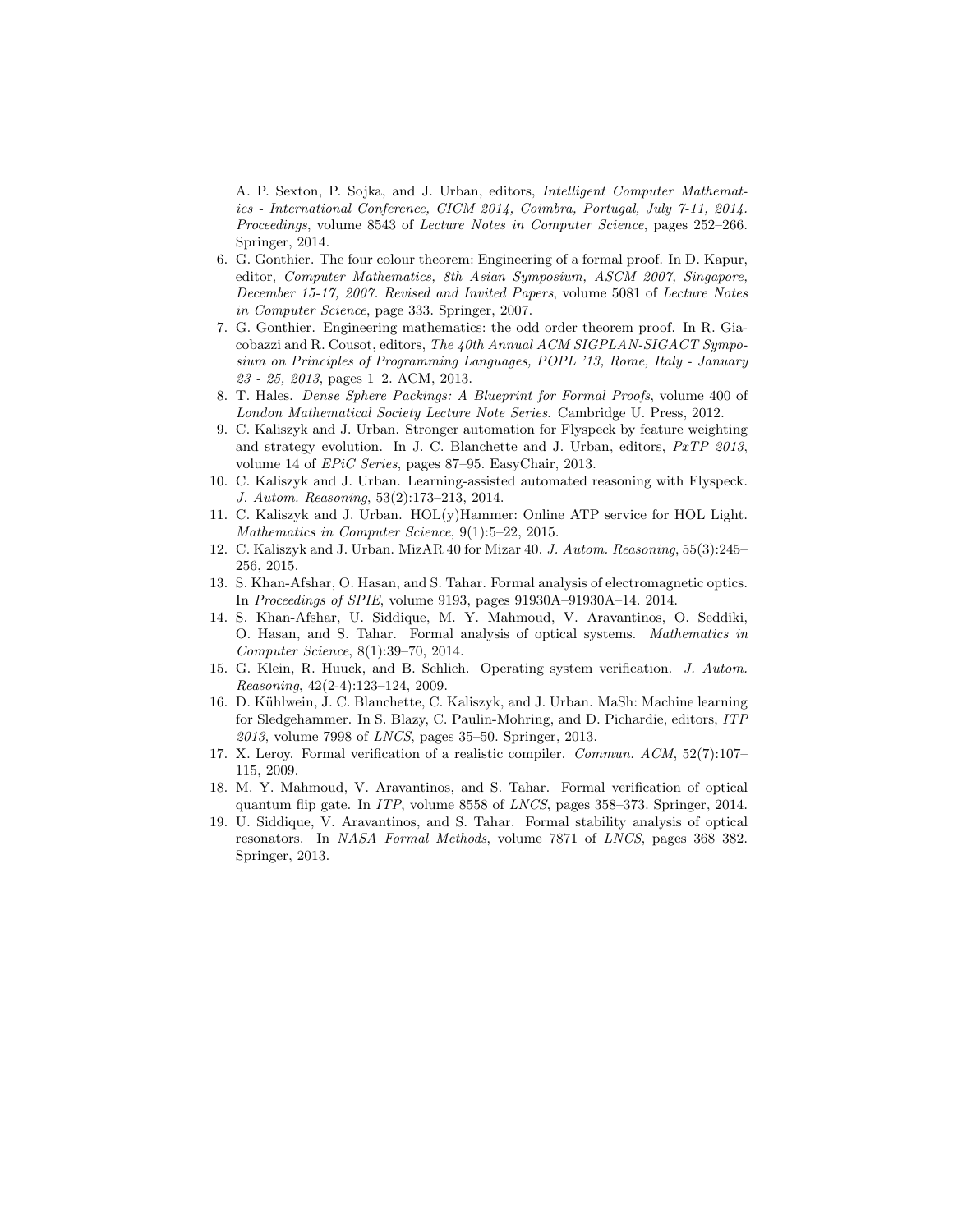A. P. Sexton, P. Sojka, and J. Urban, editors, *Intelligent Computer Mathematics - International Conference, CICM 2014, Coimbra, Portugal, July 7-11, 2014. Proceedings*, volume 8543 of *Lecture Notes in Computer Science*, pages 252–266. Springer, 2014.

6. G. Gonthier. The four colour theorem: Engineering of a formal proof. In D. Kapur, editor, *Computer Mathematics, 8th Asian Symposium, ASCM 2007, Singapore, December 15-17, 2007. Revised and Invited Papers*, volume 5081 of *Lecture Notes in Computer Science*, page 333. Springer, 2007.
7. G. Gonthier. Engineering mathematics: the odd order theorem proof. In R. Giacobazzi and R. Cousot, editors, *The 40th Annual ACM SIGPLAN-SIGACT Symposium on Principles of Programming Languages, POPL '13, Rome, Italy - January 23 - 25, 2013*, pages 1–2. ACM, 2013.
8. T. Hales. *Dense Sphere Packings: A Blueprint for Formal Proofs*, volume 400 of *London Mathematical Society Lecture Note Series*. Cambridge U. Press, 2012.
9. C. Kaliszyk and J. Urban. Stronger automation for Flyspeck by feature weighting and strategy evolution. In J. C. Blanchette and J. Urban, editors, *PxTP 2013*, volume 14 of *EPiC Series*, pages 87–95. EasyChair, 2013.
10. C. Kaliszyk and J. Urban. Learning-assisted automated reasoning with Flyspeck. *J. Autom. Reasoning*, 53(2):173–213, 2014.
11. C. Kaliszyk and J. Urban. HOL(y)Hammer: Online ATP service for HOL Light. *Mathematics in Computer Science*, 9(1):5–22, 2015.
12. C. Kaliszyk and J. Urban. MizAR 40 for Mizar 40. *J. Autom. Reasoning*, 55(3):245–256, 2015.
13. S. Khan-Afshar, O. Hasan, and S. Tahar. Formal analysis of electromagnetic optics. In *Proceedings of SPIE*, volume 9193, pages 91930A–91930A–14. 2014.
14. S. Khan-Afshar, U. Siddique, M. Y. Mahmoud, V. Aravantinos, O. Seddiki, O. Hasan, and S. Tahar. Formal analysis of optical systems. *Mathematics in Computer Science*, 8(1):39–70, 2014.
15. G. Klein, R. Huuck, and B. Schlich. Operating system verification. *J. Autom. Reasoning*, 42(2-4):123–124, 2009.
16. D. Kühlwein, J. C. Blanchette, C. Kaliszyk, and J. Urban. MaSh: Machine learning for Sledgehammer. In S. Blazy, C. Paulin-Mohring, and D. Pichardie, editors, *ITP 2013*, volume 7998 of *LNCS*, pages 35–50. Springer, 2013.
17. X. Leroy. Formal verification of a realistic compiler. *Commun. ACM*, 52(7):107–115, 2009.
18. M. Y. Mahmoud, V. Aravantinos, and S. Tahar. Formal verification of optical quantum flip gate. In *ITP*, volume 8558 of *LNCS*, pages 358–373. Springer, 2014.
19. U. Siddique, V. Aravantinos, and S. Tahar. Formal stability analysis of optical resonators. In *NASA Formal Methods*, volume 7871 of *LNCS*, pages 368–382. Springer, 2013.